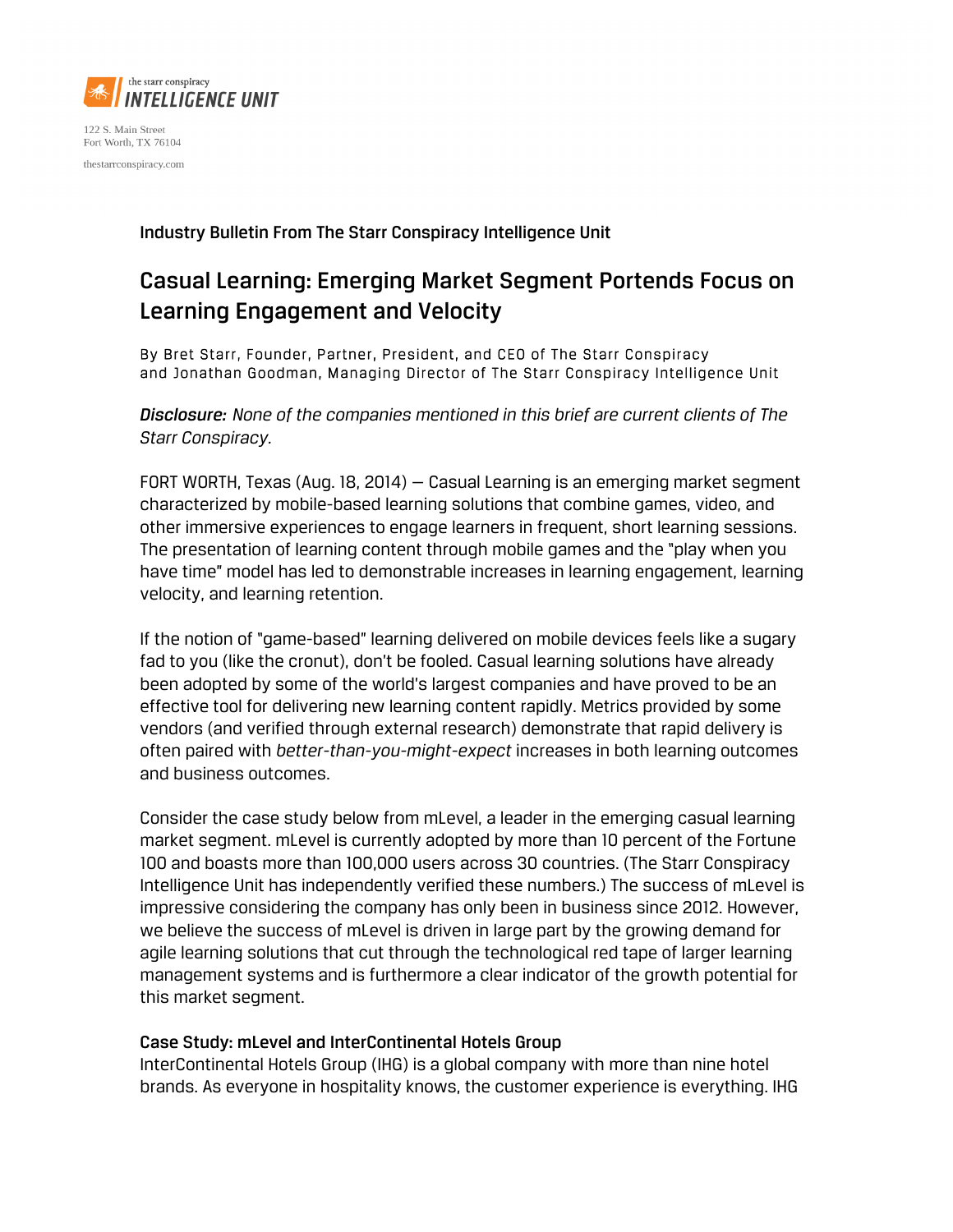the starr conspiracy
**INTELLIGENCE UNIT**

122 S. Main Street
Fort Worth, TX 76104

thestarrconspiracy.com

**Industry Bulletin From The Starr Conspiracy Intelligence Unit**

# Casual Learning: Emerging Market Segment Portends Focus on Learning Engagement and Velocity

By Bret Starr, Founder, Partner, President, and CEO of The Starr Conspiracy and Jonathan Goodman, Managing Director of The Starr Conspiracy Intelligence Unit

***Disclosure:*** *None of the companies mentioned in this brief are current clients of The Starr Conspiracy.*

FORT WORTH, Texas (Aug. 18, 2014) — Casual Learning is an emerging market segment characterized by mobile-based learning solutions that combine games, video, and other immersive experiences to engage learners in frequent, short learning sessions. The presentation of learning content through mobile games and the "play when you have time" model has led to demonstrable increases in learning engagement, learning velocity, and learning retention.

If the notion of "game-based" learning delivered on mobile devices feels like a sugary fad to you (like the cronut), don't be fooled. Casual learning solutions have already been adopted by some of the world's largest companies and have proved to be an effective tool for delivering new learning content rapidly. Metrics provided by some vendors (and verified through external research) demonstrate that rapid delivery is often paired with *better-than-you-might-expect* increases in both learning outcomes and business outcomes.

Consider the case study below from mLevel, a leader in the emerging casual learning market segment. mLevel is currently adopted by more than 10 percent of the Fortune 100 and boasts more than 100,000 users across 30 countries. (The Starr Conspiracy Intelligence Unit has independently verified these numbers.) The success of mLevel is impressive considering the company has only been in business since 2012. However, we believe the success of mLevel is driven in large part by the growing demand for agile learning solutions that cut through the technological red tape of larger learning management systems and is furthermore a clear indicator of the growth potential for this market segment.

**Case Study: mLevel and InterContinental Hotels Group**
InterContinental Hotels Group (IHG) is a global company with more than nine hotel brands. As everyone in hospitality knows, the customer experience is everything. IHG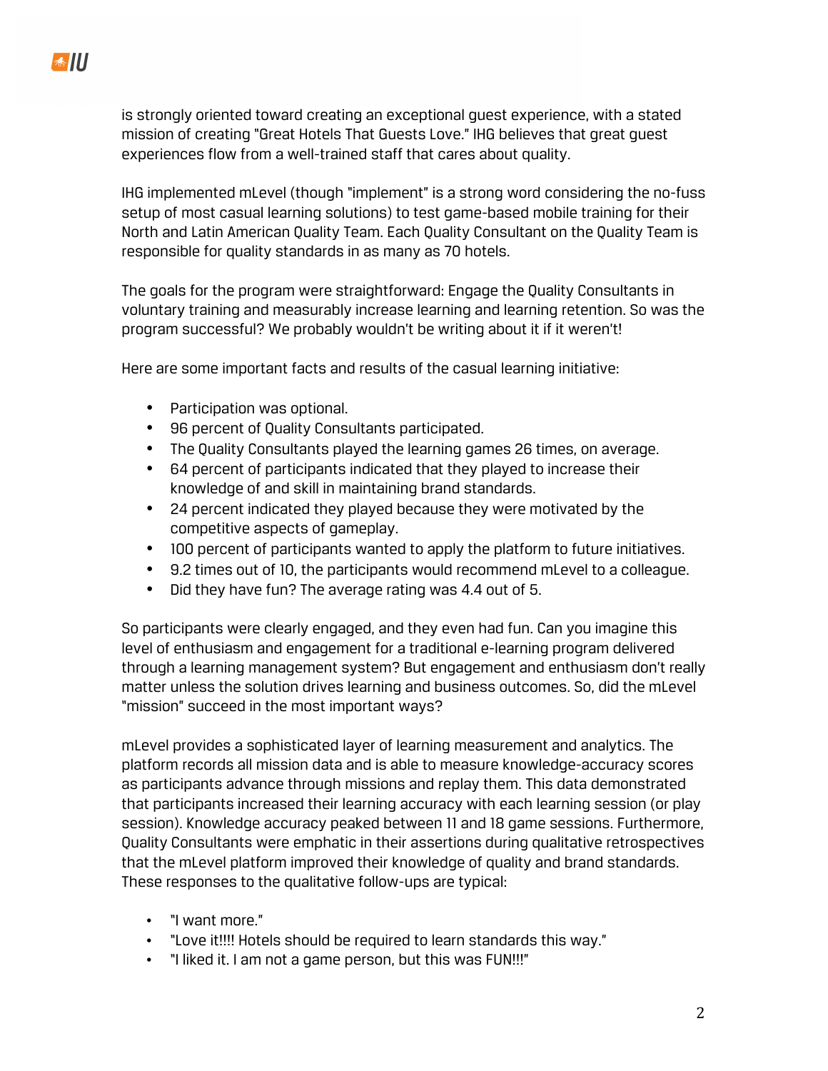is strongly oriented toward creating an exceptional guest experience, with a stated mission of creating "Great Hotels That Guests Love." IHG believes that great guest experiences flow from a well-trained staff that cares about quality.

IHG implemented mLevel (though "implement" is a strong word considering the no-fuss setup of most casual learning solutions) to test game-based mobile training for their North and Latin American Quality Team. Each Quality Consultant on the Quality Team is responsible for quality standards in as many as 70 hotels.

The goals for the program were straightforward: Engage the Quality Consultants in voluntary training and measurably increase learning and learning retention. So was the program successful? We probably wouldn't be writing about it if it weren't!

Here are some important facts and results of the casual learning initiative:

- Participation was optional.
- 96 percent of Quality Consultants participated.
- The Quality Consultants played the learning games 26 times, on average.
- 64 percent of participants indicated that they played to increase their knowledge of and skill in maintaining brand standards.
- 24 percent indicated they played because they were motivated by the competitive aspects of gameplay.
- 100 percent of participants wanted to apply the platform to future initiatives.
- 9.2 times out of 10, the participants would recommend mLevel to a colleague.
- Did they have fun? The average rating was 4.4 out of 5.

So participants were clearly engaged, and they even had fun. Can you imagine this level of enthusiasm and engagement for a traditional e-learning program delivered through a learning management system? But engagement and enthusiasm don't really matter unless the solution drives learning and business outcomes. So, did the mLevel "mission" succeed in the most important ways?

mLevel provides a sophisticated layer of learning measurement and analytics. The platform records all mission data and is able to measure knowledge-accuracy scores as participants advance through missions and replay them. This data demonstrated that participants increased their learning accuracy with each learning session (or play session). Knowledge accuracy peaked between 11 and 18 game sessions. Furthermore, Quality Consultants were emphatic in their assertions during qualitative retrospectives that the mLevel platform improved their knowledge of quality and brand standards. These responses to the qualitative follow-ups are typical:

- "I want more."
- "Love it!!!! Hotels should be required to learn standards this way."
- "I liked it. I am not a game person, but this was FUN!!!"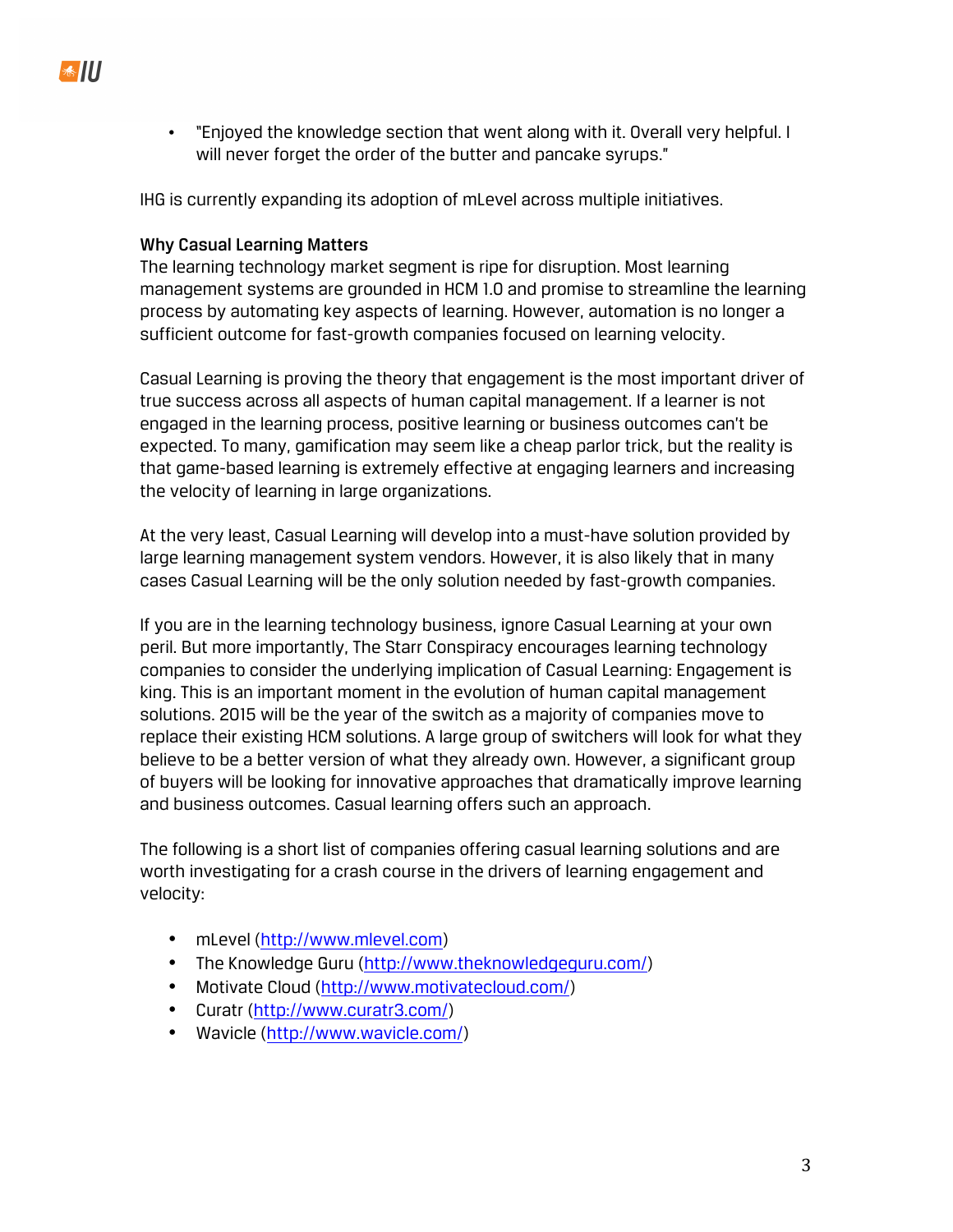- "Enjoyed the knowledge section that went along with it. Overall very helpful. I will never forget the order of the butter and pancake syrups."

IHG is currently expanding its adoption of mLevel across multiple initiatives.

**Why Casual Learning Matters**

The learning technology market segment is ripe for disruption. Most learning management systems are grounded in HCM 1.0 and promise to streamline the learning process by automating key aspects of learning. However, automation is no longer a sufficient outcome for fast-growth companies focused on learning velocity.

Casual Learning is proving the theory that engagement is the most important driver of true success across all aspects of human capital management. If a learner is not engaged in the learning process, positive learning or business outcomes can't be expected. To many, gamification may seem like a cheap parlor trick, but the reality is that game-based learning is extremely effective at engaging learners and increasing the velocity of learning in large organizations.

At the very least, Casual Learning will develop into a must-have solution provided by large learning management system vendors. However, it is also likely that in many cases Casual Learning will be the only solution needed by fast-growth companies.

If you are in the learning technology business, ignore Casual Learning at your own peril. But more importantly, The Starr Conspiracy encourages learning technology companies to consider the underlying implication of Casual Learning: Engagement is king. This is an important moment in the evolution of human capital management solutions. 2015 will be the year of the switch as a majority of companies move to replace their existing HCM solutions. A large group of switchers will look for what they believe to be a better version of what they already own. However, a significant group of buyers will be looking for innovative approaches that dramatically improve learning and business outcomes. Casual learning offers such an approach.

The following is a short list of companies offering casual learning solutions and are worth investigating for a crash course in the drivers of learning engagement and velocity:

- mLevel (http://www.mlevel.com)
- The Knowledge Guru (http://www.theknowledgeguru.com/)
- Motivate Cloud (http://www.motivatecloud.com/)
- Curatr (http://www.curatr3.com/)
- Wavicle (http://www.wavicle.com/)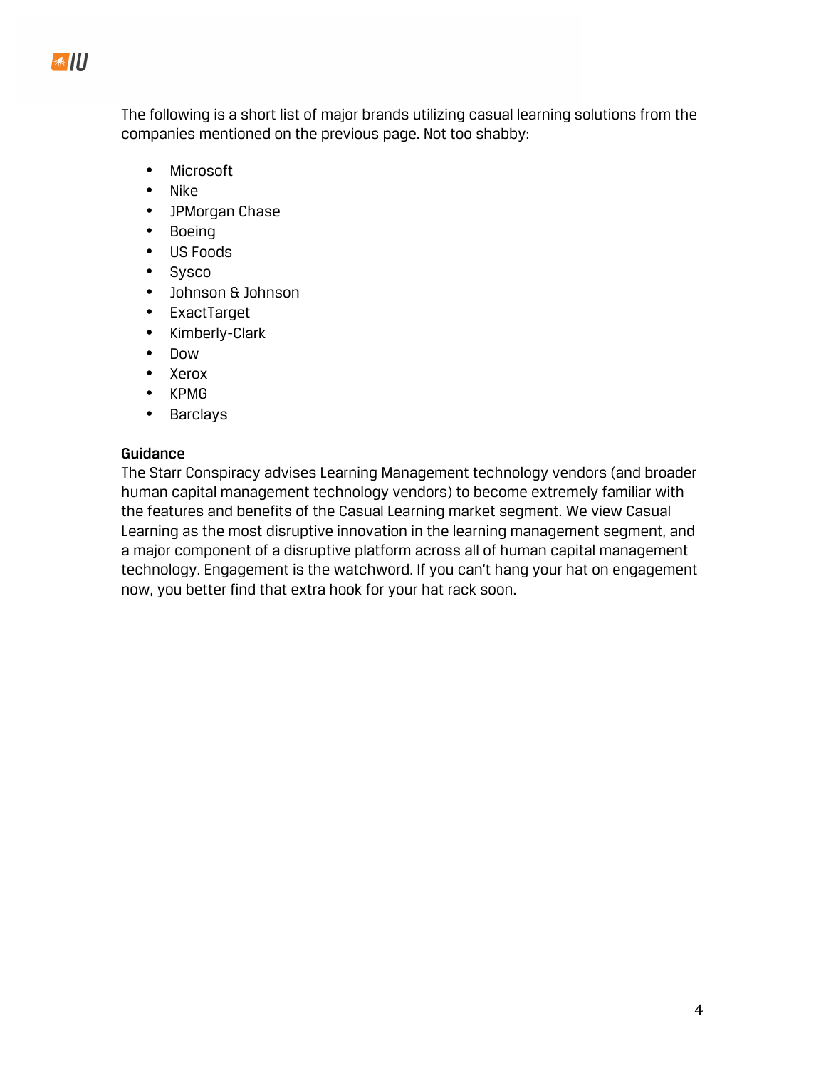The following is a short list of major brands utilizing casual learning solutions from the companies mentioned on the previous page. Not too shabby:

- Microsoft
- Nike
- JPMorgan Chase
- Boeing
- US Foods
- Sysco
- Johnson & Johnson
- ExactTarget
- Kimberly-Clark
- Dow
- Xerox
- KPMG
- Barclays

**Guidance**

The Starr Conspiracy advises Learning Management technology vendors (and broader human capital management technology vendors) to become extremely familiar with the features and benefits of the Casual Learning market segment. We view Casual Learning as the most disruptive innovation in the learning management segment, and a major component of a disruptive platform across all of human capital management technology. Engagement is the watchword. If you can't hang your hat on engagement now, you better find that extra hook for your hat rack soon.